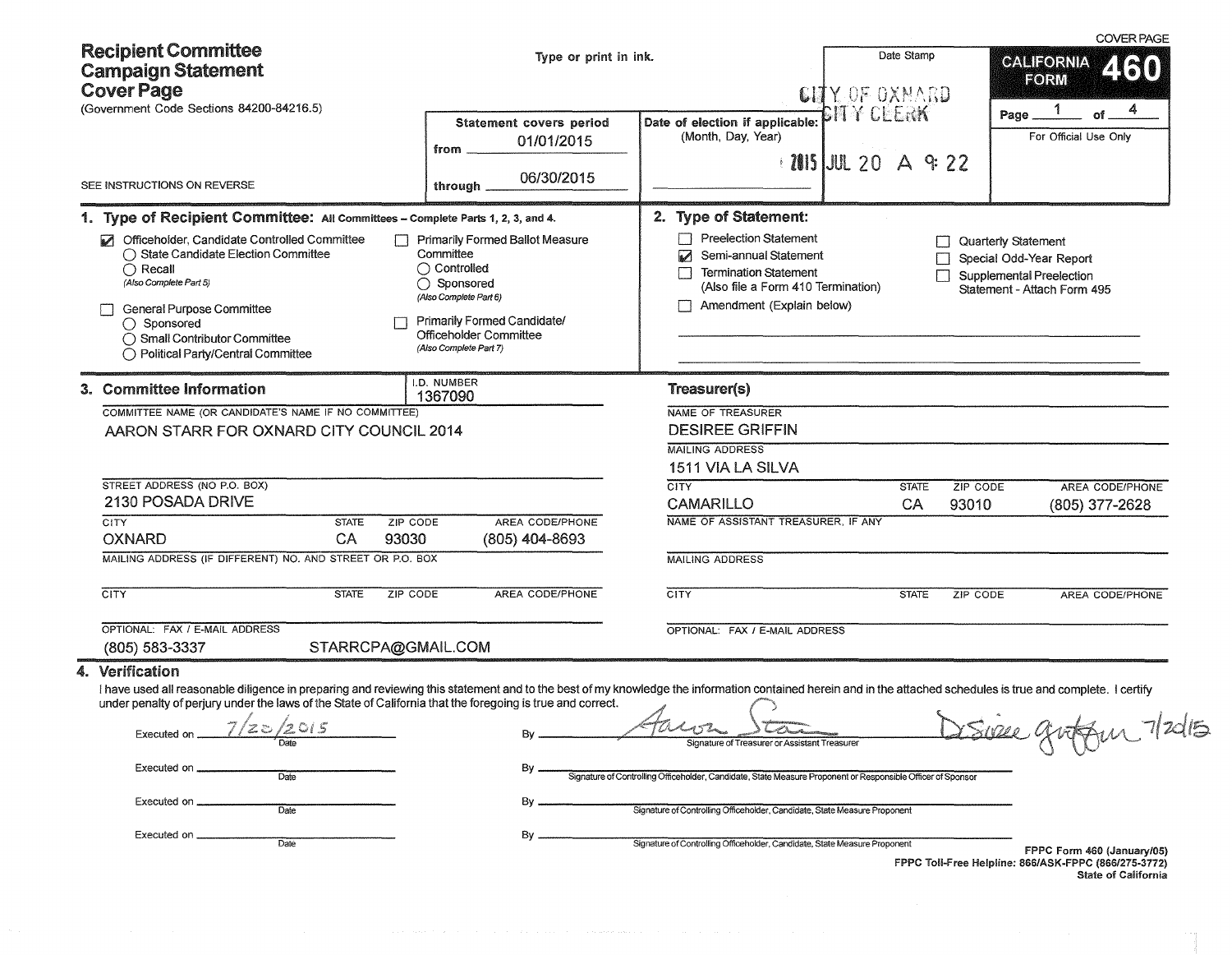COVER PAGE

# Recipient Committee Campaign Statement Cover Page

(Government Code Sections 84200-84216.5)

Type or print in ink.

SEE INSTRUCTIONS ON REVERSE

**CALIFORNIA FORM 460**

Page 1 of 4

For Official Use Only

| Statement covers period | |
|---|---|
| from | 01/01/2015 |
| through | 06/30/2015 |

Date of election if applicable: (Month, Day, Year)

Date Stamp: CITY OF OXNARD CITY CLERK 2015 JUL 20 A 9:22

## 1. Type of Recipient Committee: All Committees – Complete Parts 1, 2, 3, and 4.

- [x] Officeholder, Candidate Controlled Committee
  - ○ State Candidate Election Committee
  - ○ Recall (Also Complete Part 5)
- [ ] General Purpose Committee
  - ○ Sponsored
  - ○ Small Contributor Committee
  - ○ Political Party/Central Committee
- [ ] Primarily Formed Ballot Measure Committee
  - ○ Controlled
  - ○ Sponsored (Also Complete Part 6)
- [ ] Primarily Formed Candidate/Officeholder Committee (Also Complete Part 7)

## 2. Type of Statement:

- [ ] Preelection Statement
- [x] Semi-annual Statement
- [ ] Termination Statement (Also file a Form 410 Termination)
- [ ] Amendment (Explain below)
- [ ] Quarterly Statement
- [ ] Special Odd-Year Report
- [ ] Supplemental Preelection Statement - Attach Form 495

## 3. Committee Information

I.D. NUMBER: 1367090

COMMITTEE NAME (OR CANDIDATE'S NAME IF NO COMMITTEE): AARON STARR FOR OXNARD CITY COUNCIL 2014

STREET ADDRESS (NO P.O. BOX): 2130 POSADA DRIVE

| CITY | STATE | ZIP CODE | AREA CODE/PHONE |
|---|---|---|---|
| OXNARD | CA | 93030 | (805) 404-8693 |

MAILING ADDRESS (IF DIFFERENT) NO. AND STREET OR P.O. BOX:

| CITY | STATE | ZIP CODE | AREA CODE/PHONE |
|---|---|---|---|
| | | | |

OPTIONAL: FAX / E-MAIL ADDRESS: (805) 583-3337 STARRCPA@GMAIL.COM

### Treasurer(s)

NAME OF TREASURER: DESIREE GRIFFIN

MAILING ADDRESS: 1511 VIA LA SILVA

| CITY | STATE | ZIP CODE | AREA CODE/PHONE |
|---|---|---|---|
| CAMARILLO | CA | 93010 | (805) 377-2628 |

NAME OF ASSISTANT TREASURER, IF ANY:

MAILING ADDRESS:

| CITY | STATE | ZIP CODE | AREA CODE/PHONE |
|---|---|---|---|
| | | | |

OPTIONAL: FAX / E-MAIL ADDRESS:

## 4. Verification

I have used all reasonable diligence in preparing and reviewing this statement and to the best of my knowledge the information contained herein and in the attached schedules is true and complete. I certify under penalty of perjury under the laws of the State of California that the foregoing is true and correct.

Executed on 7/20/2015 (Date) By Aaron Starr — Desiree Griffin 7/20/15 (Signature of Treasurer or Assistant Treasurer)

Executed on ________ (Date) By ________ (Signature of Controlling Officeholder, Candidate, State Measure Proponent or Responsible Officer of Sponsor)

Executed on ________ (Date) By ________ (Signature of Controlling Officeholder, Candidate, State Measure Proponent)

Executed on ________ (Date) By ________ (Signature of Controlling Officeholder, Candidate, State Measure Proponent)

FPPC Form 460 (January/05)
FPPC Toll-Free Helpline: 866/ASK-FPPC (866/275-3772)
State of California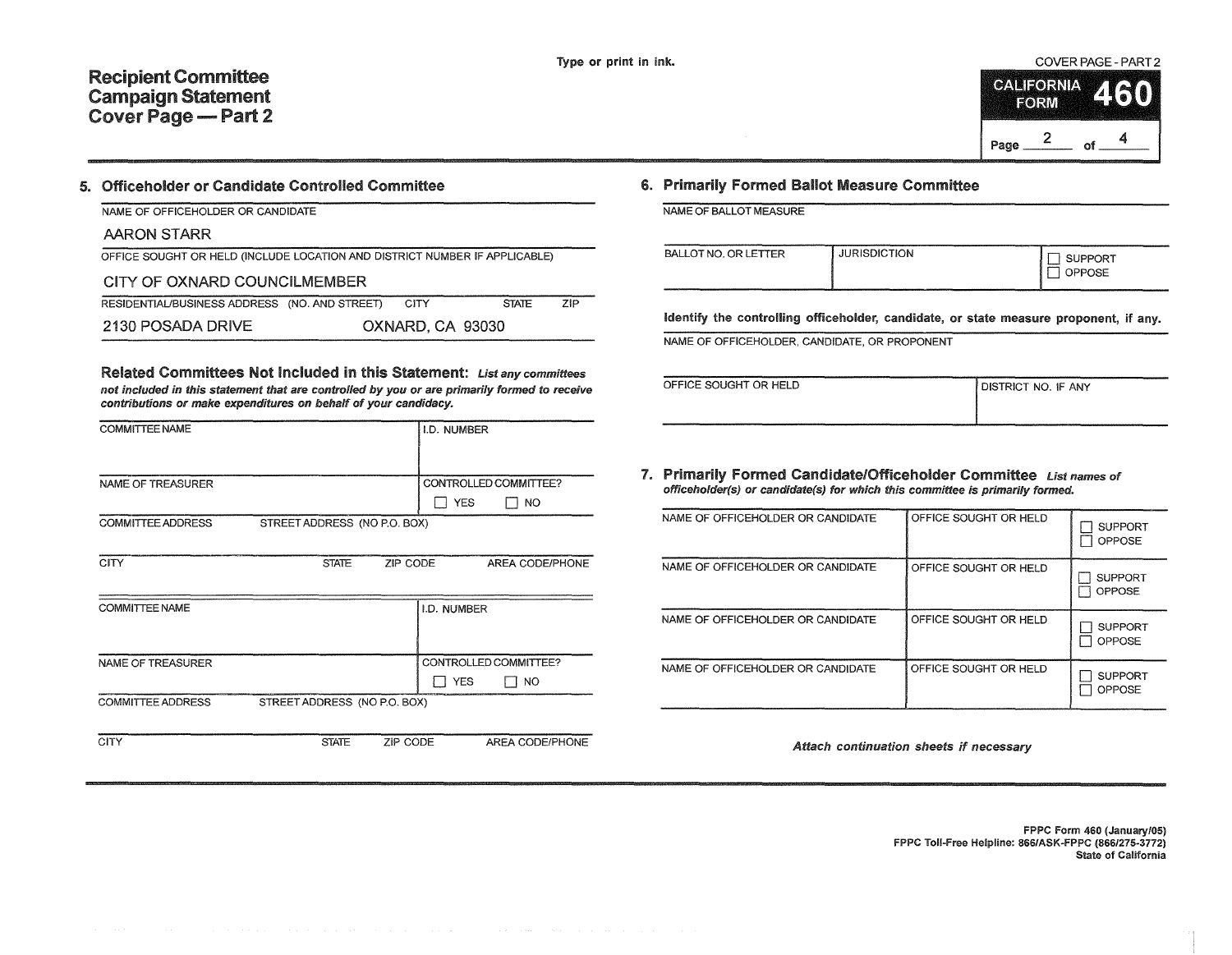# Recipient Committee Campaign Statement Cover Page — Part 2

Type or print in ink.

COVER PAGE - PART 2

**CALIFORNIA FORM 460**

## 5. Officeholder or Candidate Controlled Committee

NAME OF OFFICEHOLDER OR CANDIDATE

AARON STARR

OFFICE SOUGHT OR HELD (INCLUDE LOCATION AND DISTRICT NUMBER IF APPLICABLE)

CITY OF OXNARD COUNCILMEMBER

| RESIDENTIAL/BUSINESS ADDRESS (NO. AND STREET) | CITY | STATE | ZIP |
|---|---|---|---|
| 2130 POSADA DRIVE | OXNARD | CA | 93030 |

### Related Committees Not Included in this Statement: *List any committees not included in this statement that are controlled by you or are primarily formed to receive contributions or make expenditures on behalf of your candidacy.*

| COMMITTEE NAME | | | I.D. NUMBER |
|---|---|---|---|
| NAME OF TREASURER | | | CONTROLLED COMMITTEE? ☐ YES ☐ NO |
| COMMITTEE ADDRESS | STREET ADDRESS (NO P.O. BOX) | | |
| CITY | STATE | ZIP CODE | AREA CODE/PHONE |

| COMMITTEE NAME | | | I.D. NUMBER |
|---|---|---|---|
| NAME OF TREASURER | | | CONTROLLED COMMITTEE? ☐ YES ☐ NO |
| COMMITTEE ADDRESS | STREET ADDRESS (NO P.O. BOX) | | |
| CITY | STATE | ZIP CODE | AREA CODE/PHONE |

## 6. Primarily Formed Ballot Measure Committee

NAME OF BALLOT MEASURE

| BALLOT NO. OR LETTER | JURISDICTION | ☐ SUPPORT ☐ OPPOSE |
|---|---|---|
| | | |

**Identify the controlling officeholder, candidate, or state measure proponent, if any.**

NAME OF OFFICEHOLDER, CANDIDATE, OR PROPONENT

| OFFICE SOUGHT OR HELD | DISTRICT NO. IF ANY |
|---|---|
| | |

## 7. Primarily Formed Candidate/Officeholder Committee *List names of officeholder(s) or candidate(s) for which this committee is primarily formed.*

| NAME OF OFFICEHOLDER OR CANDIDATE | OFFICE SOUGHT OR HELD | SUPPORT / OPPOSE |
|---|---|---|
| | | ☐ SUPPORT ☐ OPPOSE |
| | | ☐ SUPPORT ☐ OPPOSE |
| | | ☐ SUPPORT ☐ OPPOSE |
| | | ☐ SUPPORT ☐ OPPOSE |

*Attach continuation sheets if necessary*

FPPC Form 460 (January/05)
FPPC Toll-Free Helpline: 866/ASK-FPPC (866/275-3772)
State of California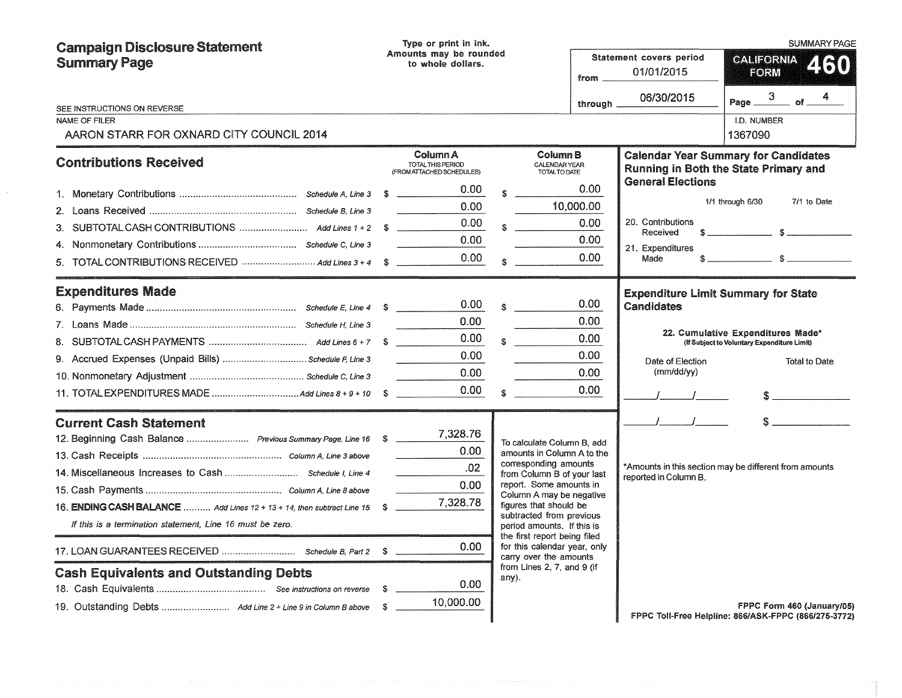# Campaign Disclosure Statement Summary Page

Type or print in ink.
Amounts may be rounded to whole dollars.

SUMMARY PAGE

**CALIFORNIA FORM 460**

Statement covers period from 01/01/2015 through 06/30/2015

Page 3 of 4

SEE INSTRUCTIONS ON REVERSE

NAME OF FILER: AARON STARR FOR OXNARD CITY COUNCIL 2014

I.D. NUMBER: 1367090

## Contributions Received

| | | Column A TOTAL THIS PERIOD (FROM ATTACHED SCHEDULES) | Column B CALENDAR YEAR TOTAL TO DATE |
|---|---|---|---|
| 1. Monetary Contributions | *Schedule A, Line 3* | $ 0.00 | $ 0.00 |
| 2. Loans Received | *Schedule B, Line 3* | 0.00 | 10,000.00 |
| 3. SUBTOTAL CASH CONTRIBUTIONS | *Add Lines 1 + 2* | $ 0.00 | $ 0.00 |
| 4. Nonmonetary Contributions | *Schedule C, Line 3* | 0.00 | 0.00 |
| 5. TOTAL CONTRIBUTIONS RECEIVED | *Add Lines 3 + 4* | $ 0.00 | $ 0.00 |

## Expenditures Made

| | | Column A | Column B |
|---|---|---|---|
| 6. Payments Made | *Schedule E, Line 4* | $ 0.00 | $ 0.00 |
| 7. Loans Made | *Schedule H, Line 3* | 0.00 | 0.00 |
| 8. SUBTOTAL CASH PAYMENTS | *Add Lines 6 + 7* | $ 0.00 | $ 0.00 |
| 9. Accrued Expenses (Unpaid Bills) | *Schedule F, Line 3* | 0.00 | 0.00 |
| 10. Nonmonetary Adjustment | *Schedule C, Line 3* | 0.00 | 0.00 |
| 11. TOTAL EXPENDITURES MADE | *Add Lines 8 + 9 + 10* | $ 0.00 | $ 0.00 |

## Current Cash Statement

| | | |
|---|---|---|
| 12. Beginning Cash Balance | *Previous Summary Page, Line 16* | $ 7,328.76 |
| 13. Cash Receipts | *Column A, Line 3 above* | 0.00 |
| 14. Miscellaneous Increases to Cash | *Schedule I, Line 4* | .02 |
| 15. Cash Payments | *Column A, Line 8 above* | 0.00 |
| 16. **ENDING CASH BALANCE** | *Add Lines 12 + 13 + 14, then subtract Line 15* | $ 7,328.78 |

*If this is a termination statement, Line 16 must be zero.*

| | | |
|---|---|---|
| 17. LOAN GUARANTEES RECEIVED | *Schedule B, Part 2* | $ 0.00 |

## Cash Equivalents and Outstanding Debts

| | | |
|---|---|---|
| 18. Cash Equivalents | *See instructions on reverse* | $ 0.00 |
| 19. Outstanding Debts | *Add Line 2 + Line 9 in Column B above* | $ 10,000.00 |

To calculate Column B, add amounts in Column A to the corresponding amounts from Column B of your last report. Some amounts in Column A may be negative figures that should be subtracted from previous period amounts. If this is the first report being filed for this calendar year, only carry over the amounts from Lines 2, 7, and 9 (if any).

## Calendar Year Summary for Candidates Running in Both the State Primary and General Elections

| | 1/1 through 6/30 | 7/1 to Date |
|---|---|---|
| 20. Contributions Received | $ | $ |
| 21. Expenditures Made | $ | $ |

## Expenditure Limit Summary for State Candidates

22. Cumulative Expenditures Made* (If Subject to Voluntary Expenditure Limit)

| Date of Election (mm/dd/yy) | Total to Date |
|---|---|
| / / | $ |
| / / | $ |

*Amounts in this section may be different from amounts reported in Column B.

FPPC Form 460 (January/05)
FPPC Toll-Free Helpline: 866/ASK-FPPC (866/275-3772)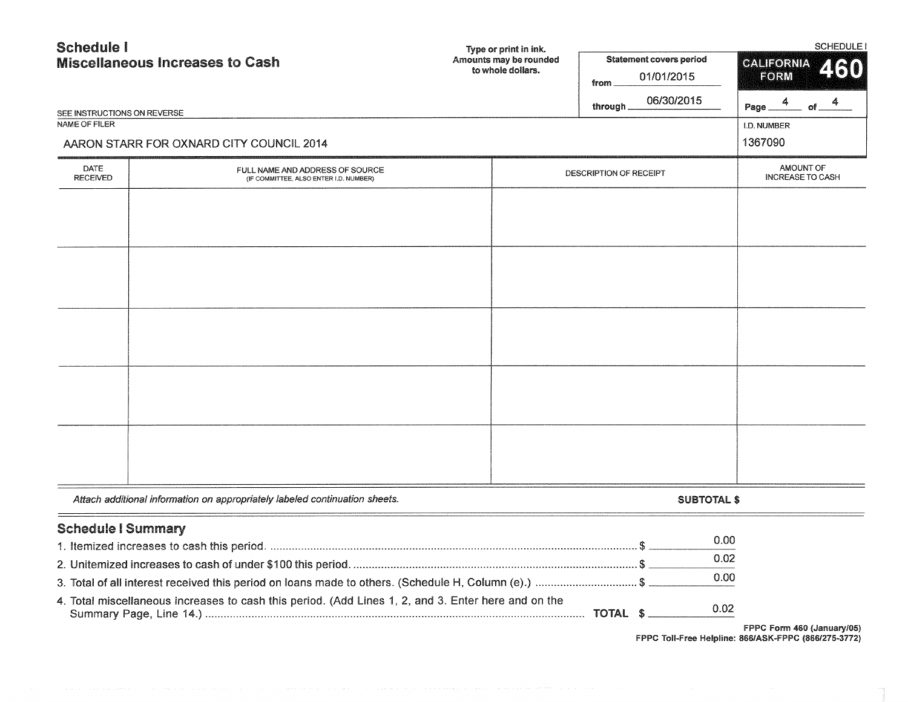# Schedule I
## Miscellaneous Increases to Cash

Type or print in ink.
Amounts may be rounded to whole dollars.

Statement covers period
from 01/01/2015
through 06/30/2015

SCHEDULE I

CALIFORNIA FORM **460**

Page 4 of 4

SEE INSTRUCTIONS ON REVERSE

NAME OF FILER

AARON STARR FOR OXNARD CITY COUNCIL 2014

I.D. NUMBER

1367090

| DATE RECEIVED | FULL NAME AND ADDRESS OF SOURCE (IF COMMITTEE, ALSO ENTER I.D. NUMBER) | DESCRIPTION OF RECEIPT | AMOUNT OF INCREASE TO CASH |
|---|---|---|---|
| | | | |
| | | | |
| | | | |
| | | | |
| | | | |

*Attach additional information on appropriately labeled continuation sheets.*

**SUBTOTAL $**

### Schedule I Summary

1. Itemized increases to cash this period. .......... $ 0.00
2. Unitemized increases to cash of under $100 this period. .......... $ 0.02
3. Total of all interest received this period on loans made to others. (Schedule H, Column (e).) .......... $ 0.00
4. Total miscellaneous increases to cash this period. (Add Lines 1, 2, and 3. Enter here and on the Summary Page, Line 14.) .......... **TOTAL** $ 0.02

FPPC Form 460 (January/05)
FPPC Toll-Free Helpline: 866/ASK-FPPC (866/275-3772)